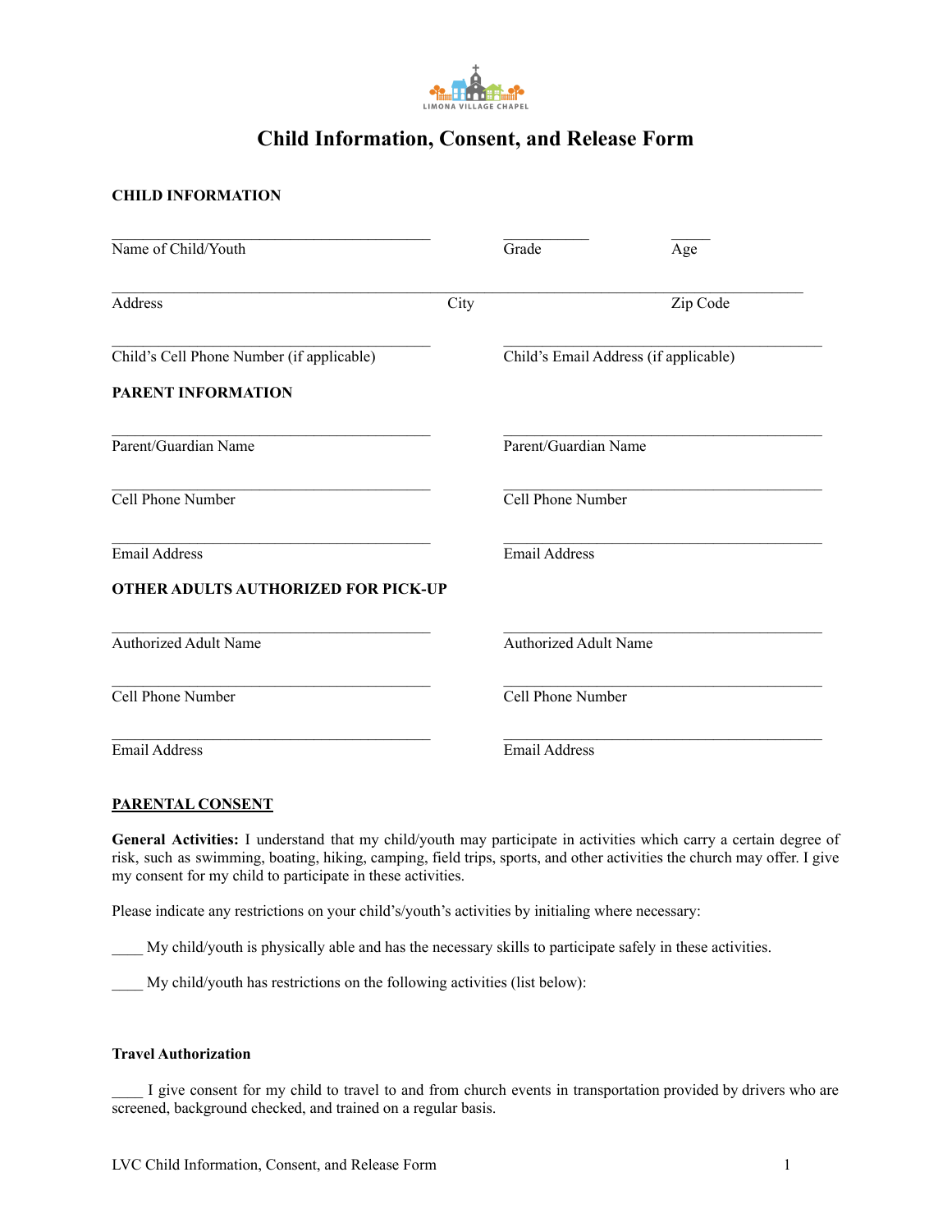LIMONA VILLAGE CHAPEL

# Child Information, Consent, and Release Form

**CHILD INFORMATION**

\_\_\_\_\_\_\_\_\_\_\_\_\_\_\_\_\_\_\_\_\_\_\_\_\_\_\_\_\_\_\_\_\_\_\_\_\_\_\_\_ \_\_\_\_\_\_\_\_\_\_\_ \_\_\_\_\_
Name of Child/Youth Grade Age

\_\_\_\_\_\_\_\_\_\_\_\_\_\_\_\_\_\_\_\_\_\_\_\_\_\_\_\_\_\_\_\_\_\_\_\_\_\_\_\_\_\_\_\_\_\_\_\_\_\_\_\_\_\_\_\_\_\_\_\_\_\_\_\_\_\_\_\_\_\_\_\_\_\_\_\_\_\_\_\_\_\_\_\_\_\_
Address City Zip Code

\_\_\_\_\_\_\_\_\_\_\_\_\_\_\_\_\_\_\_\_\_\_\_\_\_\_\_\_\_\_\_\_\_\_\_\_\_\_\_\_ \_\_\_\_\_\_\_\_\_\_\_\_\_\_\_\_\_\_\_\_\_\_\_\_\_\_\_\_\_\_\_\_\_\_\_\_\_\_\_\_
Child's Cell Phone Number (if applicable) Child's Email Address (if applicable)

**PARENT INFORMATION**

\_\_\_\_\_\_\_\_\_\_\_\_\_\_\_\_\_\_\_\_\_\_\_\_\_\_\_\_\_\_\_\_\_\_\_\_\_\_\_\_ \_\_\_\_\_\_\_\_\_\_\_\_\_\_\_\_\_\_\_\_\_\_\_\_\_\_\_\_\_\_\_\_\_\_\_\_\_\_\_\_
Parent/Guardian Name Parent/Guardian Name

\_\_\_\_\_\_\_\_\_\_\_\_\_\_\_\_\_\_\_\_\_\_\_\_\_\_\_\_\_\_\_\_\_\_\_\_\_\_\_\_ \_\_\_\_\_\_\_\_\_\_\_\_\_\_\_\_\_\_\_\_\_\_\_\_\_\_\_\_\_\_\_\_\_\_\_\_\_\_\_\_
Cell Phone Number Cell Phone Number

\_\_\_\_\_\_\_\_\_\_\_\_\_\_\_\_\_\_\_\_\_\_\_\_\_\_\_\_\_\_\_\_\_\_\_\_\_\_\_\_ \_\_\_\_\_\_\_\_\_\_\_\_\_\_\_\_\_\_\_\_\_\_\_\_\_\_\_\_\_\_\_\_\_\_\_\_\_\_\_\_
Email Address Email Address

**OTHER ADULTS AUTHORIZED FOR PICK-UP**

\_\_\_\_\_\_\_\_\_\_\_\_\_\_\_\_\_\_\_\_\_\_\_\_\_\_\_\_\_\_\_\_\_\_\_\_\_\_\_\_ \_\_\_\_\_\_\_\_\_\_\_\_\_\_\_\_\_\_\_\_\_\_\_\_\_\_\_\_\_\_\_\_\_\_\_\_\_\_\_\_
Authorized Adult Name Authorized Adult Name

\_\_\_\_\_\_\_\_\_\_\_\_\_\_\_\_\_\_\_\_\_\_\_\_\_\_\_\_\_\_\_\_\_\_\_\_\_\_\_\_ \_\_\_\_\_\_\_\_\_\_\_\_\_\_\_\_\_\_\_\_\_\_\_\_\_\_\_\_\_\_\_\_\_\_\_\_\_\_\_\_
Cell Phone Number Cell Phone Number

\_\_\_\_\_\_\_\_\_\_\_\_\_\_\_\_\_\_\_\_\_\_\_\_\_\_\_\_\_\_\_\_\_\_\_\_\_\_\_\_ \_\_\_\_\_\_\_\_\_\_\_\_\_\_\_\_\_\_\_\_\_\_\_\_\_\_\_\_\_\_\_\_\_\_\_\_\_\_\_\_
Email Address Email Address

**PARENTAL CONSENT**

**General Activities:** I understand that my child/youth may participate in activities which carry a certain degree of risk, such as swimming, boating, hiking, camping, field trips, sports, and other activities the church may offer. I give my consent for my child to participate in these activities.

Please indicate any restrictions on your child's/youth's activities by initialing where necessary:

\_\_\_\_ My child/youth is physically able and has the necessary skills to participate safely in these activities.

\_\_\_\_ My child/youth has restrictions on the following activities (list below):

**Travel Authorization**

\_\_\_\_ I give consent for my child to travel to and from church events in transportation provided by drivers who are screened, background checked, and trained on a regular basis.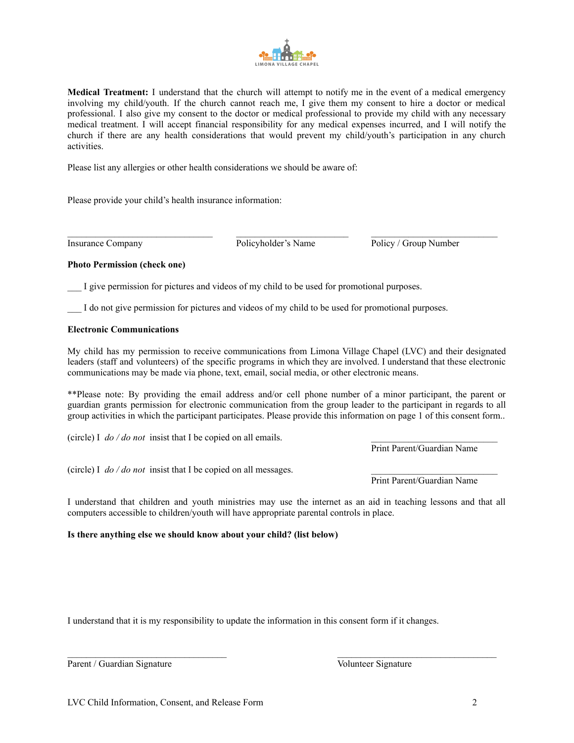**Medical Treatment:** I understand that the church will attempt to notify me in the event of a medical emergency involving my child/youth. If the church cannot reach me, I give them my consent to hire a doctor or medical professional. I also give my consent to the doctor or medical professional to provide my child with any necessary medical treatment. I will accept financial responsibility for any medical expenses incurred, and I will notify the church if there are any health considerations that would prevent my child/youth's participation in any church activities.

Please list any allergies or other health considerations we should be aware of:

Please provide your child's health insurance information:

| | | |
|---|---|---|
| ______________________________ | ________________________ | ___________________________ |
| Insurance Company | Policyholder's Name | Policy / Group Number |

**Photo Permission (check one)**

___ I give permission for pictures and videos of my child to be used for promotional purposes.

___ I do not give permission for pictures and videos of my child to be used for promotional purposes.

**Electronic Communications**

My child has my permission to receive communications from Limona Village Chapel (LVC) and their designated leaders (staff and volunteers) of the specific programs in which they are involved. I understand that these electronic communications may be made via phone, text, email, social media, or other electronic means.

**Please note: By providing the email address and/or cell phone number of a minor participant, the parent or guardian grants permission for electronic communication from the group leader to the participant in regards to all group activities in which the participant participates. Please provide this information on page 1 of this consent form..

(circle) I *do / do not* insist that I be copied on all emails.

___________________________
Print Parent/Guardian Name

(circle) I *do / do not* insist that I be copied on all messages.

___________________________
Print Parent/Guardian Name

I understand that children and youth ministries may use the internet as an aid in teaching lessons and that all computers accessible to children/youth will have appropriate parental controls in place.

**Is there anything else we should know about your child? (list below)**

I understand that it is my responsibility to update the information in this consent form if it changes.

| | |
|---|---|
| __________________________________ | __________________________________ |
| Parent / Guardian Signature | Volunteer Signature |